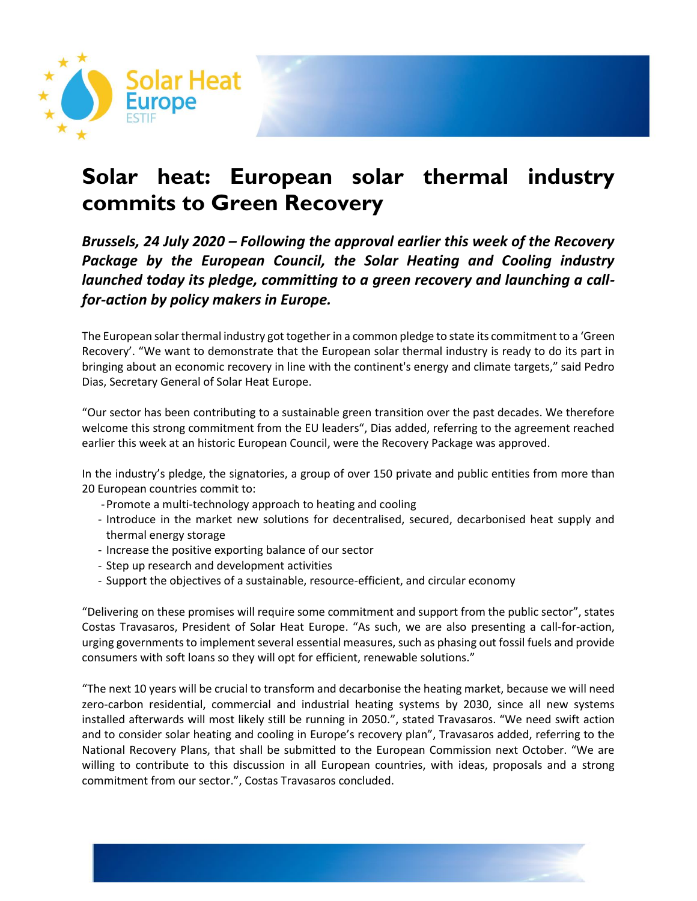# Solar heat: European solar thermal industry commits to Green Recovery

***Brussels, 24 July 2020 – Following the approval earlier this week of the Recovery Package by the European Council, the Solar Heating and Cooling industry launched today its pledge, committing to a green recovery and launching a call-for-action by policy makers in Europe.***

The European solar thermal industry got together in a common pledge to state its commitment to a 'Green Recovery'. "We want to demonstrate that the European solar thermal industry is ready to do its part in bringing about an economic recovery in line with the continent's energy and climate targets," said Pedro Dias, Secretary General of Solar Heat Europe.

"Our sector has been contributing to a sustainable green transition over the past decades. We therefore welcome this strong commitment from the EU leaders", Dias added, referring to the agreement reached earlier this week at an historic European Council, were the Recovery Package was approved.

In the industry's pledge, the signatories, a group of over 150 private and public entities from more than 20 European countries commit to:

- Promote a multi-technology approach to heating and cooling
- Introduce in the market new solutions for decentralised, secured, decarbonised heat supply and thermal energy storage
- Increase the positive exporting balance of our sector
- Step up research and development activities
- Support the objectives of a sustainable, resource-efficient, and circular economy

"Delivering on these promises will require some commitment and support from the public sector", states Costas Travasaros, President of Solar Heat Europe. "As such, we are also presenting a call-for-action, urging governments to implement several essential measures, such as phasing out fossil fuels and provide consumers with soft loans so they will opt for efficient, renewable solutions."

"The next 10 years will be crucial to transform and decarbonise the heating market, because we will need zero-carbon residential, commercial and industrial heating systems by 2030, since all new systems installed afterwards will most likely still be running in 2050.", stated Travasaros. "We need swift action and to consider solar heating and cooling in Europe's recovery plan", Travasaros added, referring to the National Recovery Plans, that shall be submitted to the European Commission next October. "We are willing to contribute to this discussion in all European countries, with ideas, proposals and a strong commitment from our sector.", Costas Travasaros concluded.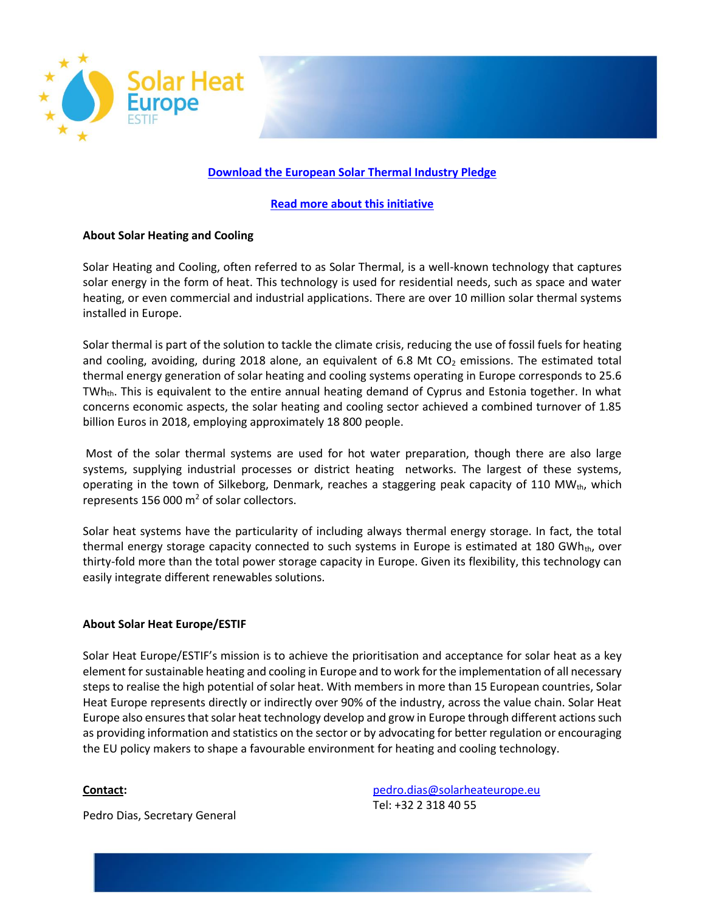[Download the European Solar Thermal Industry Pledge]

[Read more about this initiative]

**About Solar Heating and Cooling**

Solar Heating and Cooling, often referred to as Solar Thermal, is a well-known technology that captures solar energy in the form of heat. This technology is used for residential needs, such as space and water heating, or even commercial and industrial applications. There are over 10 million solar thermal systems installed in Europe.

Solar thermal is part of the solution to tackle the climate crisis, reducing the use of fossil fuels for heating and cooling, avoiding, during 2018 alone, an equivalent of 6.8 Mt $CO_2$ emissions. The estimated total thermal energy generation of solar heating and cooling systems operating in Europe corresponds to 25.6 $TWh_{th}$. This is equivalent to the entire annual heating demand of Cyprus and Estonia together. In what concerns economic aspects, the solar heating and cooling sector achieved a combined turnover of 1.85 billion Euros in 2018, employing approximately 18 800 people.

Most of the solar thermal systems are used for hot water preparation, though there are also large systems, supplying industrial processes or district heating networks. The largest of these systems, operating in the town of Silkeborg, Denmark, reaches a staggering peak capacity of 110 $MW_{th}$, which represents 156 000 $m^2$ of solar collectors.

Solar heat systems have the particularity of including always thermal energy storage. In fact, the total thermal energy storage capacity connected to such systems in Europe is estimated at 180 $GWh_{th}$, over thirty-fold more than the total power storage capacity in Europe. Given its flexibility, this technology can easily integrate different renewables solutions.

**About Solar Heat Europe/ESTIF**

Solar Heat Europe/ESTIF's mission is to achieve the prioritisation and acceptance for solar heat as a key element for sustainable heating and cooling in Europe and to work for the implementation of all necessary steps to realise the high potential of solar heat. With members in more than 15 European countries, Solar Heat Europe represents directly or indirectly over 90% of the industry, across the value chain. Solar Heat Europe also ensures that solar heat technology develop and grow in Europe through different actions such as providing information and statistics on the sector or by advocating for better regulation or encouraging the EU policy makers to shape a favourable environment for heating and cooling technology.

**Contact:**

Pedro Dias, Secretary General

pedro.dias@solarheateurope.eu
Tel: +32 2 318 40 55